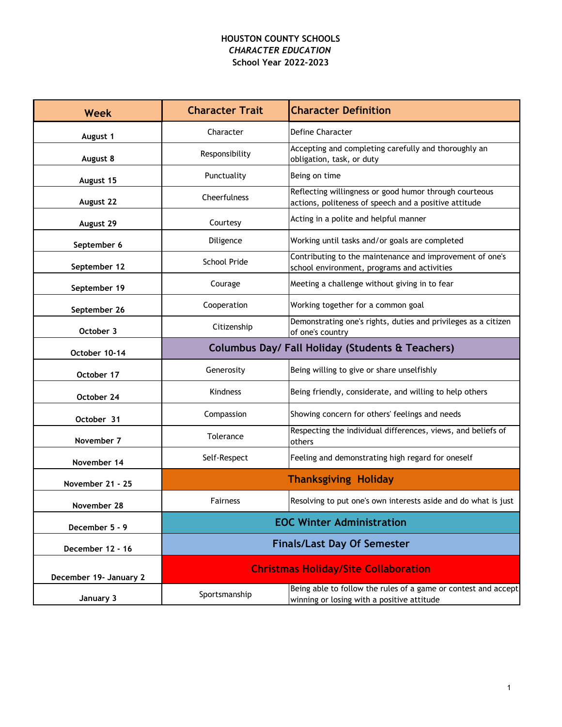# HOUSTON COUNTY SCHOOLS

*CHARACTER EDUCATION*

**School Year 2022-2023**

| Week | Character Trait | Character Definition |
|---|---|---|
| August 1 | Character | Define Character |
| August 8 | Responsibility | Accepting and completing carefully and thoroughly an obligation, task, or duty |
| August 15 | Punctuality | Being on time |
| August 22 | Cheerfulness | Reflecting willingness or good humor through courteous actions, politeness of speech and a positive attitude |
| August 29 | Courtesy | Acting in a polite and helpful manner |
| September 6 | Diligence | Working until tasks and/or goals are completed |
| September 12 | School Pride | Contributing to the maintenance and improvement of one's school environment, programs and activities |
| September 19 | Courage | Meeting a challenge without giving in to fear |
| September 26 | Cooperation | Working together for a common goal |
| October 3 | Citizenship | Demonstrating one's rights, duties and privileges as a citizen of one's country |
| October 10-14 | **Columbus Day/ Fall Holiday (Students & Teachers)** | |
| October 17 | Generosity | Being willing to give or share unselfishly |
| October 24 | Kindness | Being friendly, considerate, and willing to help others |
| October 31 | Compassion | Showing concern for others' feelings and needs |
| November 7 | Tolerance | Respecting the individual differences, views, and beliefs of others |
| November 14 | Self-Respect | Feeling and demonstrating high regard for oneself |
| November 21 - 25 | **Thanksgiving Holiday** | |
| November 28 | Fairness | Resolving to put one's own interests aside and do what is just |
| December 5 - 9 | **EOC Winter Administration** | |
| December 12 - 16 | **Finals/Last Day Of Semester** | |
| December 19- January 2 | **Christmas Holiday/Site Collaboration** | |
| January 3 | Sportsmanship | Being able to follow the rules of a game or contest and accept winning or losing with a positive attitude |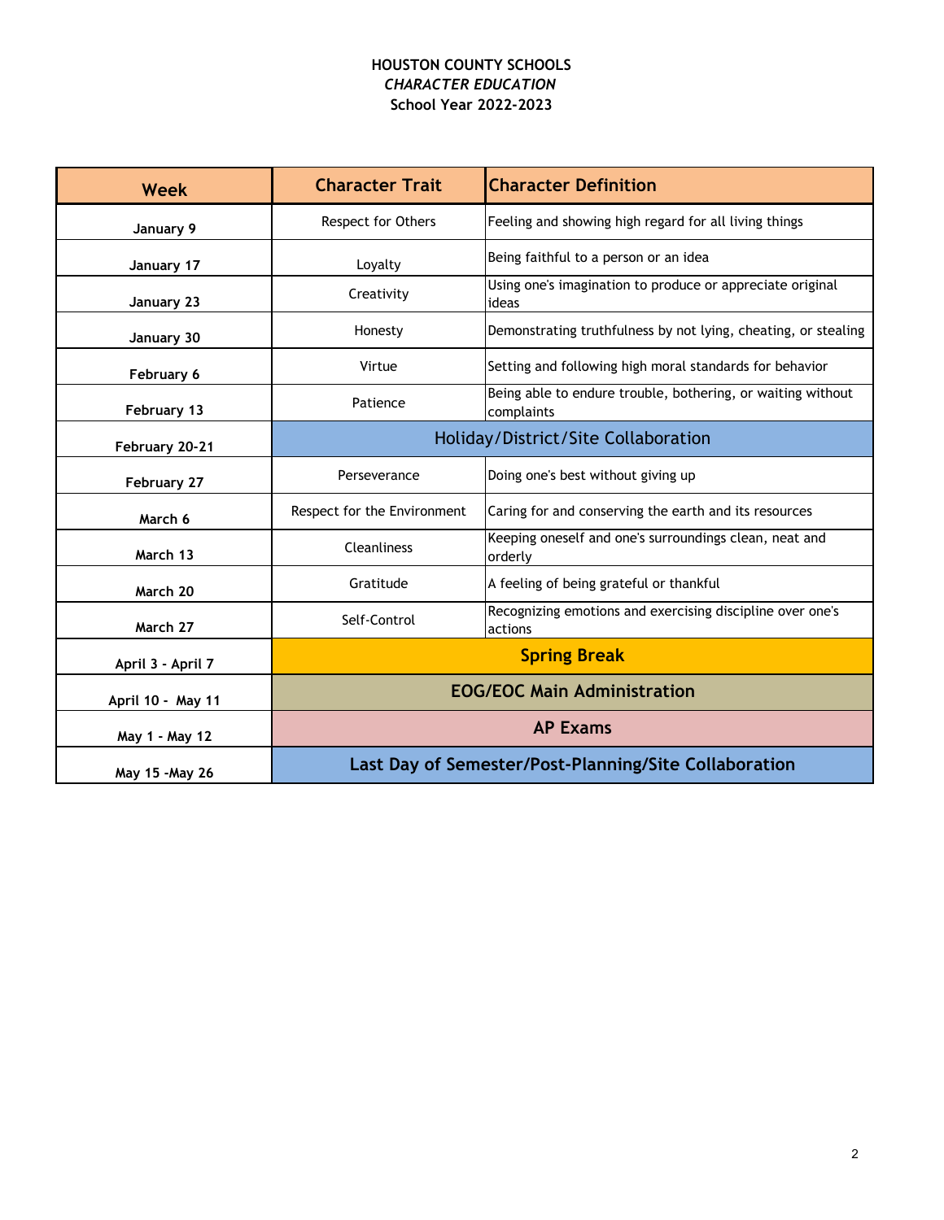**HOUSTON COUNTY SCHOOLS**

***CHARACTER EDUCATION***

**School Year 2022-2023**

| Week | Character Trait | Character Definition |
|---|---|---|
| January 9 | Respect for Others | Feeling and showing high regard for all living things |
| January 17 | Loyalty | Being faithful to a person or an idea |
| January 23 | Creativity | Using one's imagination to produce or appreciate original ideas |
| January 30 | Honesty | Demonstrating truthfulness by not lying, cheating, or stealing |
| February 6 | Virtue | Setting and following high moral standards for behavior |
| February 13 | Patience | Being able to endure trouble, bothering, or waiting without complaints |
| February 20-21 | Holiday/District/Site Collaboration | |
| February 27 | Perseverance | Doing one's best without giving up |
| March 6 | Respect for the Environment | Caring for and conserving the earth and its resources |
| March 13 | Cleanliness | Keeping oneself and one's surroundings clean, neat and orderly |
| March 20 | Gratitude | A feeling of being grateful or thankful |
| March 27 | Self-Control | Recognizing emotions and exercising discipline over one's actions |
| April 3 - April 7 | **Spring Break** | |
| April 10 - May 11 | **EOG/EOC Main Administration** | |
| May 1 - May 12 | **AP Exams** | |
| May 15 -May 26 | **Last Day of Semester/Post-Planning/Site Collaboration** | |